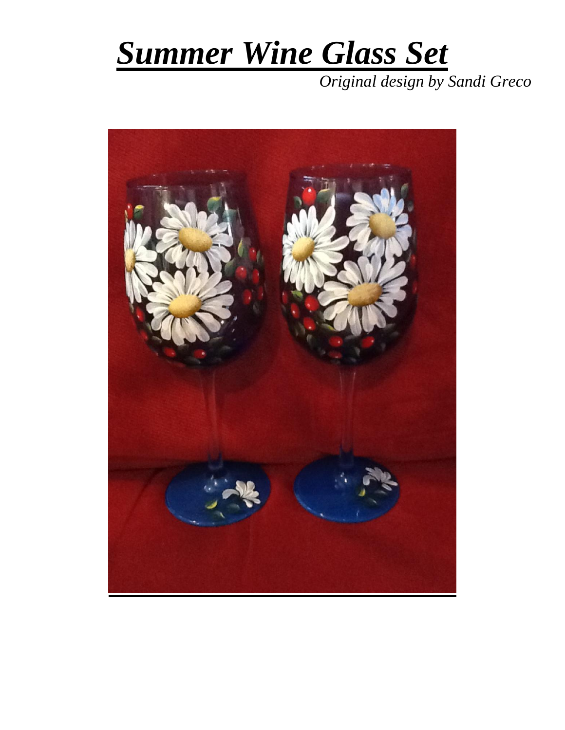# ***Summer Wine Glass Set***

*Original design by Sandi Greco*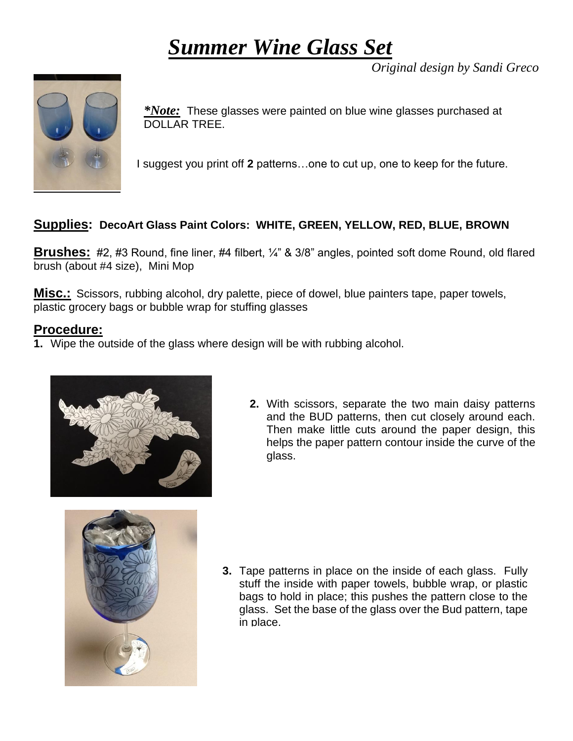# *Summer Wine Glass Set*

*Original design by Sandi Greco*

***Note:*** These glasses were painted on blue wine glasses purchased at DOLLAR TREE.

I suggest you print off **2** patterns…one to cut up, one to keep for the future.

**Supplies: DecoArt Glass Paint Colors: WHITE, GREEN, YELLOW, RED, BLUE, BROWN**

**Brushes:** #2, #3 Round, fine liner, #4 filbert, ¼" & 3/8" angles, pointed soft dome Round, old flared brush (about #4 size), Mini Mop

**Misc.:** Scissors, rubbing alcohol, dry palette, piece of dowel, blue painters tape, paper towels, plastic grocery bags or bubble wrap for stuffing glasses

## Procedure:

1. Wipe the outside of the glass where design will be with rubbing alcohol.
2. With scissors, separate the two main daisy patterns and the BUD patterns, then cut closely around each. Then make little cuts around the paper design, this helps the paper pattern contour inside the curve of the glass.
3. Tape patterns in place on the inside of each glass. Fully stuff the inside with paper towels, bubble wrap, or plastic bags to hold in place; this pushes the pattern close to the glass. Set the base of the glass over the Bud pattern, tape in place.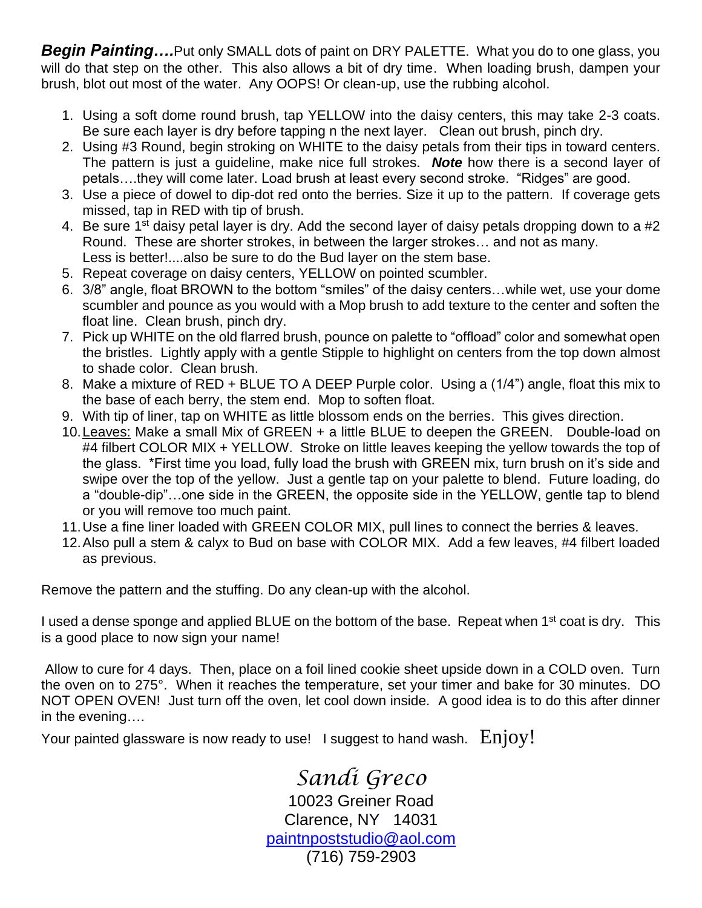***Begin Painting….*** Put only SMALL dots of paint on DRY PALETTE. What you do to one glass, you will do that step on the other. This also allows a bit of dry time. When loading brush, dampen your brush, blot out most of the water. Any OOPS! Or clean-up, use the rubbing alcohol.

1. Using a soft dome round brush, tap YELLOW into the daisy centers, this may take 2-3 coats. Be sure each layer is dry before tapping n the next layer. Clean out brush, pinch dry.
2. Using #3 Round, begin stroking on WHITE to the daisy petals from their tips in toward centers. The pattern is just a guideline, make nice full strokes. ***Note*** how there is a second layer of petals….they will come later. Load brush at least every second stroke. "Ridges" are good.
3. Use a piece of dowel to dip-dot red onto the berries. Size it up to the pattern. If coverage gets missed, tap in RED with tip of brush.
4. Be sure 1st daisy petal layer is dry. Add the second layer of daisy petals dropping down to a #2 Round. These are shorter strokes, in between the larger strokes… and not as many. Less is better!....also be sure to do the Bud layer on the stem base.
5. Repeat coverage on daisy centers, YELLOW on pointed scumbler.
6. 3/8" angle, float BROWN to the bottom "smiles" of the daisy centers…while wet, use your dome scumbler and pounce as you would with a Mop brush to add texture to the center and soften the float line. Clean brush, pinch dry.
7. Pick up WHITE on the old flarred brush, pounce on palette to "offload" color and somewhat open the bristles. Lightly apply with a gentle Stipple to highlight on centers from the top down almost to shade color. Clean brush.
8. Make a mixture of RED + BLUE TO A DEEP Purple color. Using a (1/4") angle, float this mix to the base of each berry, the stem end. Mop to soften float.
9. With tip of liner, tap on WHITE as little blossom ends on the berries. This gives direction.
10. Leaves: Make a small Mix of GREEN + a little BLUE to deepen the GREEN. Double-load on #4 filbert COLOR MIX + YELLOW. Stroke on little leaves keeping the yellow towards the top of the glass. *First time you load, fully load the brush with GREEN mix, turn brush on it's side and swipe over the top of the yellow. Just a gentle tap on your palette to blend. Future loading, do a "double-dip"…one side in the GREEN, the opposite side in the YELLOW, gentle tap to blend or you will remove too much paint.
11. Use a fine liner loaded with GREEN COLOR MIX, pull lines to connect the berries & leaves.
12. Also pull a stem & calyx to Bud on base with COLOR MIX. Add a few leaves, #4 filbert loaded as previous.

Remove the pattern and the stuffing. Do any clean-up with the alcohol.

I used a dense sponge and applied BLUE on the bottom of the base. Repeat when 1st coat is dry. This is a good place to now sign your name!

Allow to cure for 4 days. Then, place on a foil lined cookie sheet upside down in a COLD oven. Turn the oven on to 275°. When it reaches the temperature, set your timer and bake for 30 minutes. DO NOT OPEN OVEN! Just turn off the oven, let cool down inside. A good idea is to do this after dinner in the evening….

Your painted glassware is now ready to use! I suggest to hand wash. Enjoy!

*Sandi Greco*
10023 Greiner Road
Clarence, NY 14031
paintnpoststudio@aol.com
(716) 759-2903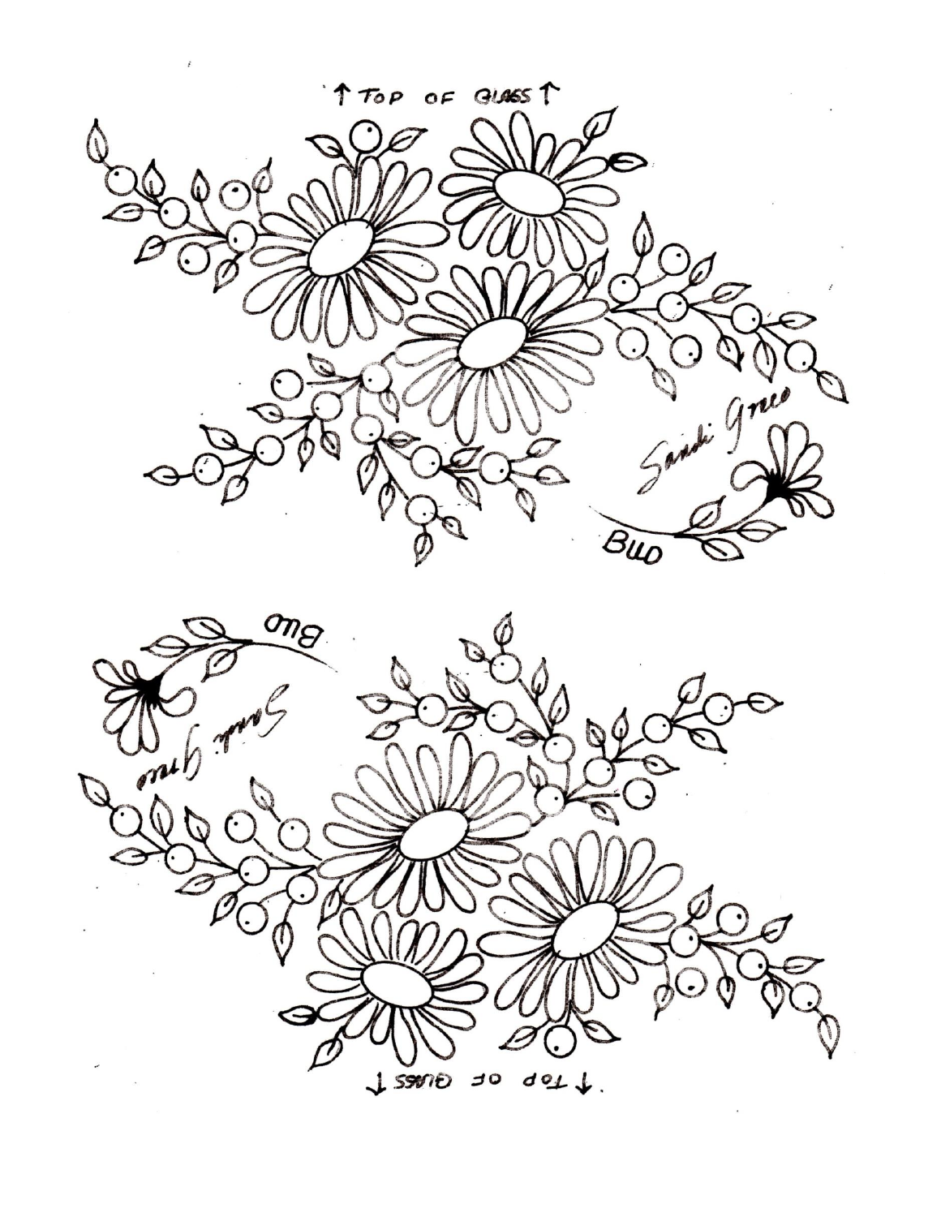↑ TOP OF GLASS ↑

Sandi Greco

BWO

BWO

Sandi Greco

↓ TOP OF GLASS ↓